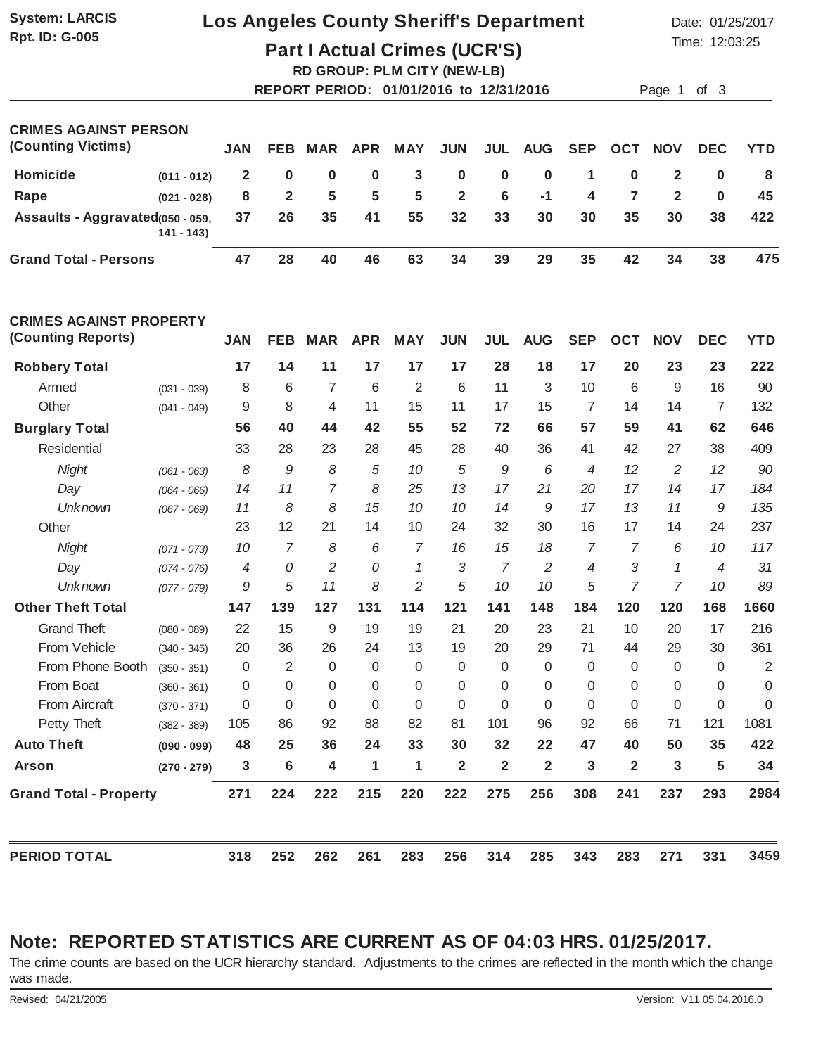System: LARCIS
Rpt. ID: G-005

# Los Angeles County Sheriff's Department

## Part I Actual Crimes (UCR'S)

**RD GROUP: PLM CITY (NEW-LB)**

**REPORT PERIOD: 01/01/2016 to 12/31/2016**

Date: 01/25/2017
Time: 12:03:25

| CRIMES AGAINST PERSON (Counting Victims) | | JAN | FEB | MAR | APR | MAY | JUN | JUL | AUG | SEP | OCT | NOV | DEC | YTD |
|---|---|---|---|---|---|---|---|---|---|---|---|---|---|---|
| **Homicide** | **(011 - 012)** | **2** | **0** | **0** | **0** | **3** | **0** | **0** | **0** | **1** | **0** | **2** | **0** | **8** |
| **Rape** | **(021 - 028)** | **8** | **2** | **5** | **5** | **5** | **2** | **6** | **-1** | **4** | **7** | **2** | **0** | **45** |
| **Assaults - Aggravated** | **(050 - 059, 141 - 143)** | **37** | **26** | **35** | **41** | **55** | **32** | **33** | **30** | **30** | **35** | **30** | **38** | **422** |
| **Grand Total - Persons** | | **47** | **28** | **40** | **46** | **63** | **34** | **39** | **29** | **35** | **42** | **34** | **38** | **475** |

| CRIMES AGAINST PROPERTY (Counting Reports) | | JAN | FEB | MAR | APR | MAY | JUN | JUL | AUG | SEP | OCT | NOV | DEC | YTD |
|---|---|---|---|---|---|---|---|---|---|---|---|---|---|---|
| **Robbery Total** | | **17** | **14** | **11** | **17** | **17** | **17** | **28** | **18** | **17** | **20** | **23** | **23** | **222** |
| Armed | (031 - 039) | 8 | 6 | 7 | 6 | 2 | 6 | 11 | 3 | 10 | 6 | 9 | 16 | 90 |
| Other | (041 - 049) | 9 | 8 | 4 | 11 | 15 | 11 | 17 | 15 | 7 | 14 | 14 | 7 | 132 |
| **Burglary Total** | | **56** | **40** | **44** | **42** | **55** | **52** | **72** | **66** | **57** | **59** | **41** | **62** | **646** |
| Residential | | 33 | 28 | 23 | 28 | 45 | 28 | 40 | 36 | 41 | 42 | 27 | 38 | 409 |
| *Night* | *(061 - 063)* | *8* | *9* | *8* | *5* | *10* | *5* | *9* | *6* | *4* | *12* | *2* | *12* | *90* |
| *Day* | *(064 - 066)* | *14* | *11* | *7* | *8* | *25* | *13* | *17* | *21* | *20* | *17* | *14* | *17* | *184* |
| *Unknown* | *(067 - 069)* | *11* | *8* | *8* | *15* | *10* | *10* | *14* | *9* | *17* | *13* | *11* | *9* | *135* |
| Other | | 23 | 12 | 21 | 14 | 10 | 24 | 32 | 30 | 16 | 17 | 14 | 24 | 237 |
| *Night* | *(071 - 073)* | *10* | *7* | *8* | *6* | *7* | *16* | *15* | *18* | *7* | *7* | *6* | *10* | *117* |
| *Day* | *(074 - 076)* | *4* | *0* | *2* | *0* | *1* | *3* | *7* | *2* | *4* | *3* | *1* | *4* | *31* |
| *Unknown* | *(077 - 079)* | *9* | *5* | *11* | *8* | *2* | *5* | *10* | *10* | *5* | *7* | *7* | *10* | *89* |
| **Other Theft Total** | | **147** | **139** | **127** | **131** | **114** | **121** | **141** | **148** | **184** | **120** | **120** | **168** | **1660** |
| Grand Theft | (080 - 089) | 22 | 15 | 9 | 19 | 19 | 21 | 20 | 23 | 21 | 10 | 20 | 17 | 216 |
| From Vehicle | (340 - 345) | 20 | 36 | 26 | 24 | 13 | 19 | 20 | 29 | 71 | 44 | 29 | 30 | 361 |
| From Phone Booth | (350 - 351) | 0 | 2 | 0 | 0 | 0 | 0 | 0 | 0 | 0 | 0 | 0 | 0 | 2 |
| From Boat | (360 - 361) | 0 | 0 | 0 | 0 | 0 | 0 | 0 | 0 | 0 | 0 | 0 | 0 | 0 |
| From Aircraft | (370 - 371) | 0 | 0 | 0 | 0 | 0 | 0 | 0 | 0 | 0 | 0 | 0 | 0 | 0 |
| Petty Theft | (382 - 389) | 105 | 86 | 92 | 88 | 82 | 81 | 101 | 96 | 92 | 66 | 71 | 121 | 1081 |
| **Auto Theft** | **(090 - 099)** | **48** | **25** | **36** | **24** | **33** | **30** | **32** | **22** | **47** | **40** | **50** | **35** | **422** |
| **Arson** | **(270 - 279)** | **3** | **6** | **4** | **1** | **1** | **2** | **2** | **2** | **3** | **2** | **3** | **5** | **34** |
| **Grand Total - Property** | | **271** | **224** | **222** | **215** | **220** | **222** | **275** | **256** | **308** | **241** | **237** | **293** | **2984** |

| | JAN | FEB | MAR | APR | MAY | JUN | JUL | AUG | SEP | OCT | NOV | DEC | YTD |
|---|---|---|---|---|---|---|---|---|---|---|---|---|---|
| **PERIOD TOTAL** | **318** | **252** | **262** | **261** | **283** | **256** | **314** | **285** | **343** | **283** | **271** | **331** | **3459** |

## Note: REPORTED STATISTICS ARE CURRENT AS OF 04:03 HRS. 01/25/2017.

The crime counts are based on the UCR hierarchy standard. Adjustments to the crimes are reflected in the month which the change was made.

Revised: 04/21/2005

Version: V11.05.04.2016.0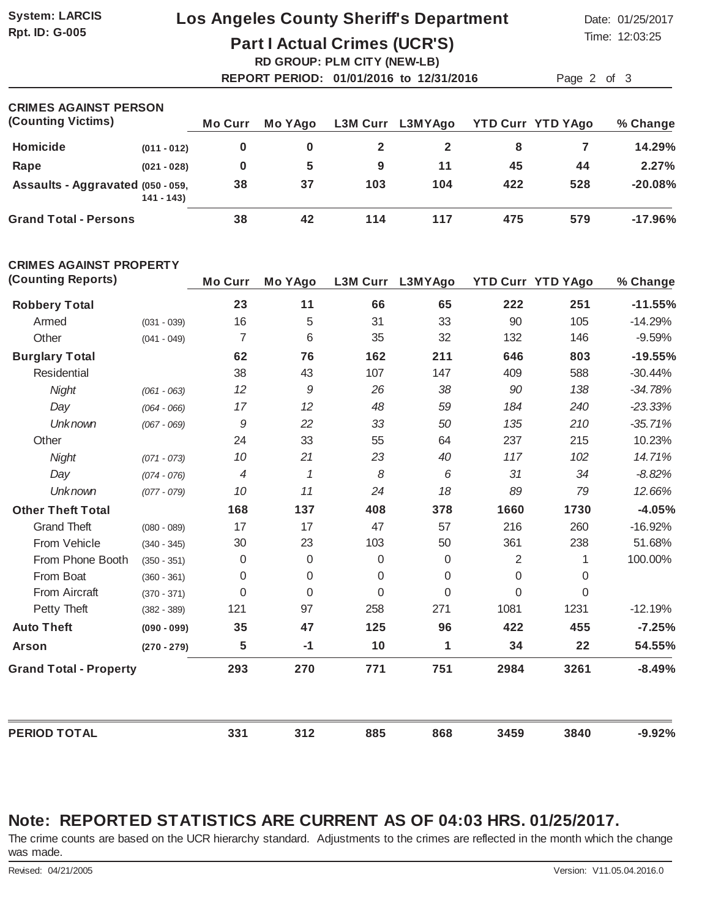System: LARCIS
Rpt. ID: G-005

# Los Angeles County Sheriff's Department

## Part I Actual Crimes (UCR'S)

**RD GROUP: PLM CITY (NEW-LB)**

**REPORT PERIOD: 01/01/2016 to 12/31/2016**

Date: 01/25/2017
Time: 12:03:25

### CRIMES AGAINST PERSON (Counting Victims)

| | | Mo Curr | Mo YAgo | L3M Curr | L3MYAgo | YTD Curr | YTD YAgo | % Change |
|---|---|---|---|---|---|---|---|---|
| **Homicide** | (011 - 012) | 0 | 0 | 2 | 2 | 8 | 7 | 14.29% |
| **Rape** | (021 - 028) | 0 | 5 | 9 | 11 | 45 | 44 | 2.27% |
| **Assaults - Aggravated** | (050 - 059, 141 - 143) | 38 | 37 | 103 | 104 | 422 | 528 | -20.08% |
| **Grand Total - Persons** | | 38 | 42 | 114 | 117 | 475 | 579 | -17.96% |

### CRIMES AGAINST PROPERTY (Counting Reports)

| | | Mo Curr | Mo YAgo | L3M Curr | L3MYAgo | YTD Curr | YTD YAgo | % Change |
|---|---|---|---|---|---|---|---|---|
| **Robbery Total** | | 23 | 11 | 66 | 65 | 222 | 251 | -11.55% |
| Armed | (031 - 039) | 16 | 5 | 31 | 33 | 90 | 105 | -14.29% |
| Other | (041 - 049) | 7 | 6 | 35 | 32 | 132 | 146 | -9.59% |
| **Burglary Total** | | 62 | 76 | 162 | 211 | 646 | 803 | -19.55% |
| Residential | | 38 | 43 | 107 | 147 | 409 | 588 | -30.44% |
| *Night* | (061 - 063) | 12 | 9 | 26 | 38 | 90 | 138 | -34.78% |
| *Day* | (064 - 066) | 17 | 12 | 48 | 59 | 184 | 240 | -23.33% |
| *Unknown* | (067 - 069) | 9 | 22 | 33 | 50 | 135 | 210 | -35.71% |
| Other | | 24 | 33 | 55 | 64 | 237 | 215 | 10.23% |
| *Night* | (071 - 073) | 10 | 21 | 23 | 40 | 117 | 102 | 14.71% |
| *Day* | (074 - 076) | 4 | 1 | 8 | 6 | 31 | 34 | -8.82% |
| *Unknown* | (077 - 079) | 10 | 11 | 24 | 18 | 89 | 79 | 12.66% |
| **Other Theft Total** | | 168 | 137 | 408 | 378 | 1660 | 1730 | -4.05% |
| Grand Theft | (080 - 089) | 17 | 17 | 47 | 57 | 216 | 260 | -16.92% |
| From Vehicle | (340 - 345) | 30 | 23 | 103 | 50 | 361 | 238 | 51.68% |
| From Phone Booth | (350 - 351) | 0 | 0 | 0 | 0 | 2 | 1 | 100.00% |
| From Boat | (360 - 361) | 0 | 0 | 0 | 0 | 0 | 0 | |
| From Aircraft | (370 - 371) | 0 | 0 | 0 | 0 | 0 | 0 | |
| Petty Theft | (382 - 389) | 121 | 97 | 258 | 271 | 1081 | 1231 | -12.19% |
| **Auto Theft** | (090 - 099) | 35 | 47 | 125 | 96 | 422 | 455 | -7.25% |
| **Arson** | (270 - 279) | 5 | -1 | 10 | 1 | 34 | 22 | 54.55% |
| **Grand Total - Property** | | 293 | 270 | 771 | 751 | 2984 | 3261 | -8.49% |

| | | Mo Curr | Mo YAgo | L3M Curr | L3MYAgo | YTD Curr | YTD YAgo | % Change |
|---|---|---|---|---|---|---|---|---|
| **PERIOD TOTAL** | | 331 | 312 | 885 | 868 | 3459 | 3840 | -9.92% |

## Note: REPORTED STATISTICS ARE CURRENT AS OF 04:03 HRS. 01/25/2017.

The crime counts are based on the UCR hierarchy standard. Adjustments to the crimes are reflected in the month which the change was made.

Revised: 04/21/2005 Version: V11.05.04.2016.0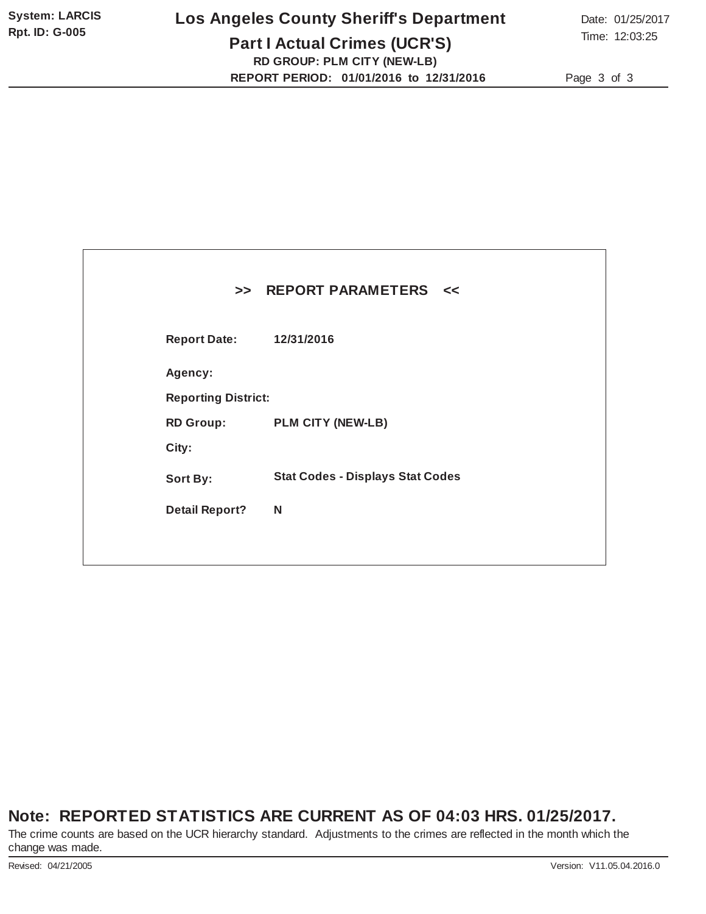## >> REPORT PARAMETERS <<

| | |
|---|---|
| **Report Date:** | **12/31/2016** |
| **Agency:** | |
| **Reporting District:** | |
| **RD Group:** | **PLM CITY (NEW-LB)** |
| **City:** | |
| **Sort By:** | **Stat Codes - Displays Stat Codes** |
| **Detail Report?** | **N** |

**Note: REPORTED STATISTICS ARE CURRENT AS OF 04:03 HRS. 01/25/2017.**

The crime counts are based on the UCR hierarchy standard. Adjustments to the crimes are reflected in the month which the change was made.